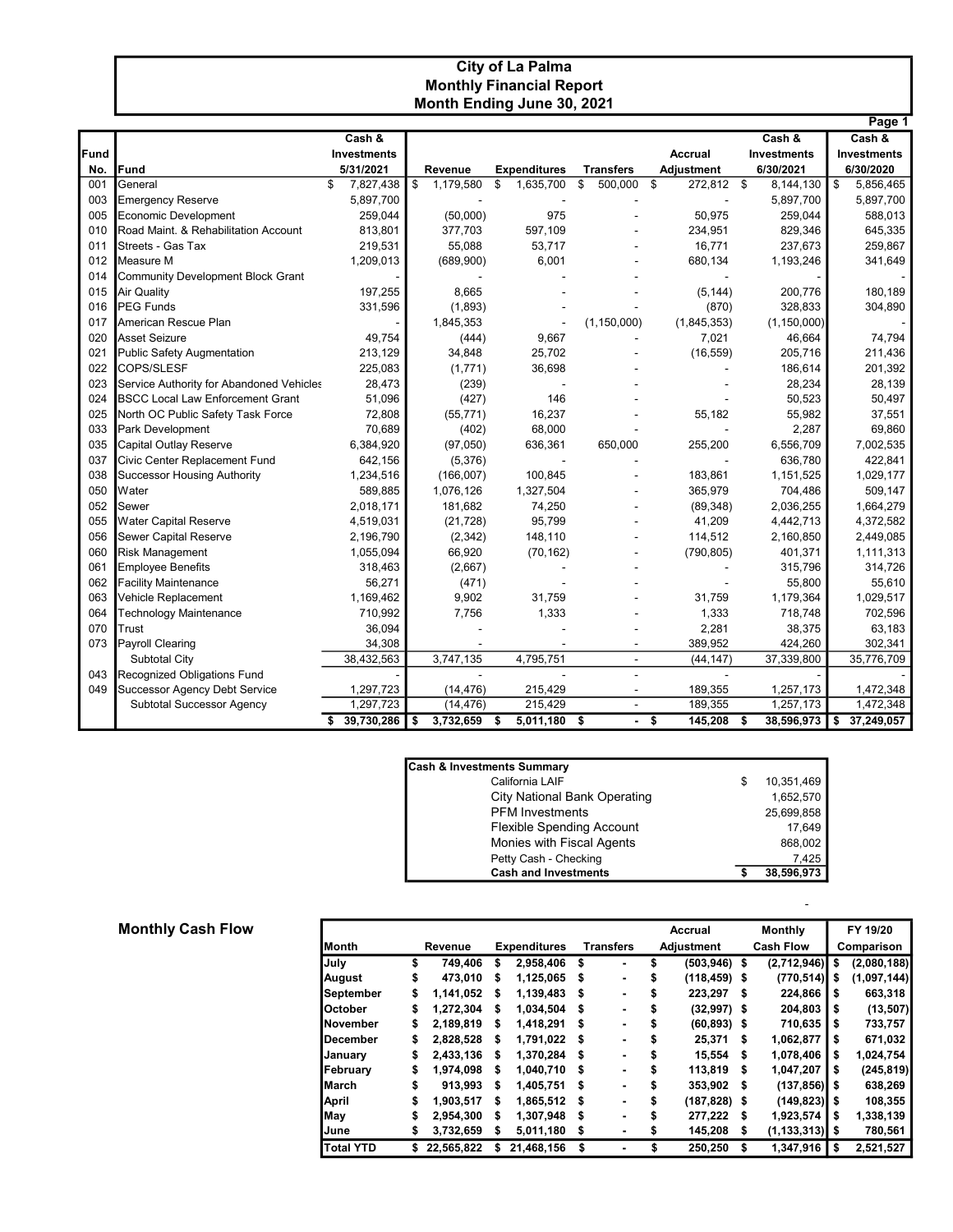# City of La Palma
## Monthly Financial Report
## Month Ending June 30, 2021

Page 1

| Fund No. | Fund | Cash & Investments 5/31/2021 | Revenue | Expenditures | Transfers | Accrual Adjustment | Cash & Investments 6/30/2021 | Cash & Investments 6/30/2020 |
|---|---|---|---|---|---|---|---|---|
| 001 | General | $ 7,827,438 | $ 1,179,580 | $ 1,635,700 | $ 500,000 | $ 272,812 | $ 8,144,130 | $ 5,856,465 |
| 003 | Emergency Reserve | 5,897,700 | - | - | - | - | 5,897,700 | 5,897,700 |
| 005 | Economic Development | 259,044 | (50,000) | 975 | - | 50,975 | 259,044 | 588,013 |
| 010 | Road Maint. & Rehabilitation Account | 813,801 | 377,703 | 597,109 | - | 234,951 | 829,346 | 645,335 |
| 011 | Streets - Gas Tax | 219,531 | 55,088 | 53,717 | - | 16,771 | 237,673 | 259,867 |
| 012 | Measure M | 1,209,013 | (689,900) | 6,001 | - | 680,134 | 1,193,246 | 341,649 |
| 014 | Community Development Block Grant | - | - | - | - | - | - | - |
| 015 | Air Quality | 197,255 | 8,665 | - | - | (5,144) | 200,776 | 180,189 |
| 016 | PEG Funds | 331,596 | (1,893) | - | - | (870) | 328,833 | 304,890 |
| 017 | American Rescue Plan | - | 1,845,353 | - | (1,150,000) | (1,845,353) | (1,150,000) | - |
| 020 | Asset Seizure | 49,754 | (444) | 9,667 | - | 7,021 | 46,664 | 74,794 |
| 021 | Public Safety Augmentation | 213,129 | 34,848 | 25,702 | - | (16,559) | 205,716 | 211,436 |
| 022 | COPS/SLESF | 225,083 | (1,771) | 36,698 | - | - | 186,614 | 201,392 |
| 023 | Service Authority for Abandoned Vehicles | 28,473 | (239) | - | - | - | 28,234 | 28,139 |
| 024 | BSCC Local Law Enforcement Grant | 51,096 | (427) | 146 | - | - | 50,523 | 50,497 |
| 025 | North OC Public Safety Task Force | 72,808 | (55,771) | 16,237 | - | 55,182 | 55,982 | 37,551 |
| 033 | Park Development | 70,689 | (402) | 68,000 | - | - | 2,287 | 69,860 |
| 035 | Capital Outlay Reserve | 6,384,920 | (97,050) | 636,361 | 650,000 | 255,200 | 6,556,709 | 7,002,535 |
| 037 | Civic Center Replacement Fund | 642,156 | (5,376) | - | - | - | 636,780 | 422,841 |
| 038 | Successor Housing Authority | 1,234,516 | (166,007) | 100,845 | - | 183,861 | 1,151,525 | 1,029,177 |
| 050 | Water | 589,885 | 1,076,126 | 1,327,504 | - | 365,979 | 704,486 | 509,147 |
| 052 | Sewer | 2,018,171 | 181,682 | 74,250 | - | (89,348) | 2,036,255 | 1,664,279 |
| 055 | Water Capital Reserve | 4,519,031 | (21,728) | 95,799 | - | 41,209 | 4,442,713 | 4,372,582 |
| 056 | Sewer Capital Reserve | 2,196,790 | (2,342) | 148,110 | - | 114,512 | 2,160,850 | 2,449,085 |
| 060 | Risk Management | 1,055,094 | 66,920 | (70,162) | - | (790,805) | 401,371 | 1,111,313 |
| 061 | Employee Benefits | 318,463 | (2,667) | - | - | - | 315,796 | 314,726 |
| 062 | Facility Maintenance | 56,271 | (471) | - | - | - | 55,800 | 55,610 |
| 063 | Vehicle Replacement | 1,169,462 | 9,902 | 31,759 | - | 31,759 | 1,179,364 | 1,029,517 |
| 064 | Technology Maintenance | 710,992 | 7,756 | 1,333 | - | 1,333 | 718,748 | 702,596 |
| 070 | Trust | 36,094 | - | - | - | 2,281 | 38,375 | 63,183 |
| 073 | Payroll Clearing | 34,308 | - | - | - | 389,952 | 424,260 | 302,341 |
| | Subtotal City | 38,432,563 | 3,747,135 | 4,795,751 | - | (44,147) | 37,339,800 | 35,776,709 |
| 043 | Recognized Obligations Fund | - | - | - | - | - | - | - |
| 049 | Successor Agency Debt Service | 1,297,723 | (14,476) | 215,429 | - | 189,355 | 1,257,173 | 1,472,348 |
| | Subtotal Successor Agency | 1,297,723 | (14,476) | 215,429 | - | 189,355 | 1,257,173 | 1,472,348 |
| | | $ 39,730,286 | $ 3,732,659 | $ 5,011,180 | $ - | $ 145,208 | $ 38,596,973 | $ 37,249,057 |

| Cash & Investments Summary | |
|---|---|
| California LAIF | $ 10,351,469 |
| City National Bank Operating | 1,652,570 |
| PFM Investments | 25,699,858 |
| Flexible Spending Account | 17,649 |
| Monies with Fiscal Agents | 868,002 |
| Petty Cash - Checking | 7,425 |
| **Cash and Investments** | **$ 38,596,973** |

-

## Monthly Cash Flow

| Month | Revenue | Expenditures | Transfers | Accrual Adjustment | Monthly Cash Flow | FY 19/20 Comparison |
|---|---|---|---|---|---|---|
| July | $ 749,406 | $ 2,958,406 | $ - | $ (503,946) | $ (2,712,946) | $ (2,080,188) |
| August | $ 473,010 | $ 1,125,065 | $ - | $ (118,459) | $ (770,514) | $ (1,097,144) |
| September | $ 1,141,052 | $ 1,139,483 | $ - | $ 223,297 | $ 224,866 | $ 663,318 |
| October | $ 1,272,304 | $ 1,034,504 | $ - | $ (32,997) | $ 204,803 | $ (13,507) |
| November | $ 2,189,819 | $ 1,418,291 | $ - | $ (60,893) | $ 710,635 | $ 733,757 |
| December | $ 2,828,528 | $ 1,791,022 | $ - | $ 25,371 | $ 1,062,877 | $ 671,032 |
| January | $ 2,433,136 | $ 1,370,284 | $ - | $ 15,554 | $ 1,078,406 | $ 1,024,754 |
| February | $ 1,974,098 | $ 1,040,710 | $ - | $ 113,819 | $ 1,047,207 | $ (245,819) |
| March | $ 913,993 | $ 1,405,751 | $ - | $ 353,902 | $ (137,856) | $ 638,269 |
| April | $ 1,903,517 | $ 1,865,512 | $ - | $ (187,828) | $ (149,823) | $ 108,355 |
| May | $ 2,954,300 | $ 1,307,948 | $ - | $ 277,222 | $ 1,923,574 | $ 1,338,139 |
| June | $ 3,732,659 | $ 5,011,180 | $ - | $ 145,208 | $ (1,133,313) | $ 780,561 |
| **Total YTD** | **$ 22,565,822** | **$ 21,468,156** | **$ -** | **$ 250,250** | **$ 1,347,916** | **$ 2,521,527** |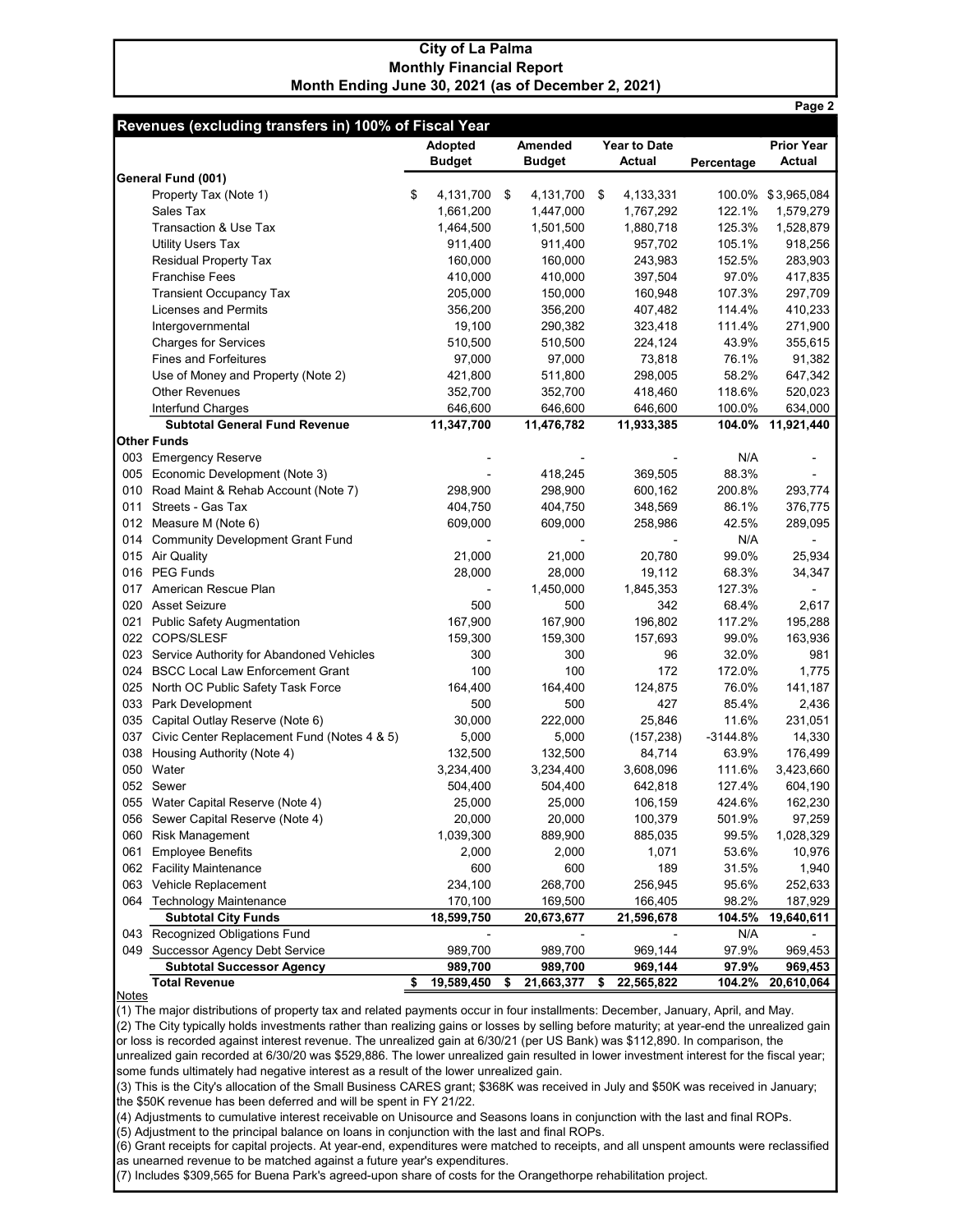# City of La Palma
## Monthly Financial Report
### Month Ending June 30, 2021 (as of December 2, 2021)

### Revenues (excluding transfers in) 100% of Fiscal Year

| | Adopted Budget | Amended Budget | Year to Date Actual | Percentage | Prior Year Actual |
|---|---|---|---|---|---|
| **General Fund (001)** | | | | | |
| Property Tax (Note 1) | $ 4,131,700 | $ 4,131,700 | $ 4,133,331 | 100.0% | $ 3,965,084 |
| Sales Tax | 1,661,200 | 1,447,000 | 1,767,292 | 122.1% | 1,579,279 |
| Transaction & Use Tax | 1,464,500 | 1,501,500 | 1,880,718 | 125.3% | 1,528,879 |
| Utility Users Tax | 911,400 | 911,400 | 957,702 | 105.1% | 918,256 |
| Residual Property Tax | 160,000 | 160,000 | 243,983 | 152.5% | 283,903 |
| Franchise Fees | 410,000 | 410,000 | 397,504 | 97.0% | 417,835 |
| Transient Occupancy Tax | 205,000 | 150,000 | 160,948 | 107.3% | 297,709 |
| Licenses and Permits | 356,200 | 356,200 | 407,482 | 114.4% | 410,233 |
| Intergovernmental | 19,100 | 290,382 | 323,418 | 111.4% | 271,900 |
| Charges for Services | 510,500 | 510,500 | 224,124 | 43.9% | 355,615 |
| Fines and Forfeitures | 97,000 | 97,000 | 73,818 | 76.1% | 91,382 |
| Use of Money and Property (Note 2) | 421,800 | 511,800 | 298,005 | 58.2% | 647,342 |
| Other Revenues | 352,700 | 352,700 | 418,460 | 118.6% | 520,023 |
| Interfund Charges | 646,600 | 646,600 | 646,600 | 100.0% | 634,000 |
| **Subtotal General Fund Revenue** | **11,347,700** | **11,476,782** | **11,933,385** | **104.0%** | **11,921,440** |
| **Other Funds** | | | | | |
| 003 Emergency Reserve | - | - | - | N/A | - |
| 005 Economic Development (Note 3) | - | 418,245 | 369,505 | 88.3% | - |
| 010 Road Maint & Rehab Account (Note 7) | 298,900 | 298,900 | 600,162 | 200.8% | 293,774 |
| 011 Streets - Gas Tax | 404,750 | 404,750 | 348,569 | 86.1% | 376,775 |
| 012 Measure M (Note 6) | 609,000 | 609,000 | 258,986 | 42.5% | 289,095 |
| 014 Community Development Grant Fund | - | - | - | N/A | - |
| 015 Air Quality | 21,000 | 21,000 | 20,780 | 99.0% | 25,934 |
| 016 PEG Funds | 28,000 | 28,000 | 19,112 | 68.3% | 34,347 |
| 017 American Rescue Plan | - | 1,450,000 | 1,845,353 | 127.3% | - |
| 020 Asset Seizure | 500 | 500 | 342 | 68.4% | 2,617 |
| 021 Public Safety Augmentation | 167,900 | 167,900 | 196,802 | 117.2% | 195,288 |
| 022 COPS/SLESF | 159,300 | 159,300 | 157,693 | 99.0% | 163,936 |
| 023 Service Authority for Abandoned Vehicles | 300 | 300 | 96 | 32.0% | 981 |
| 024 BSCC Local Law Enforcement Grant | 100 | 100 | 172 | 172.0% | 1,775 |
| 025 North OC Public Safety Task Force | 164,400 | 164,400 | 124,875 | 76.0% | 141,187 |
| 033 Park Development | 500 | 500 | 427 | 85.4% | 2,436 |
| 035 Capital Outlay Reserve (Note 6) | 30,000 | 222,000 | 25,846 | 11.6% | 231,051 |
| 037 Civic Center Replacement Fund (Notes 4 & 5) | 5,000 | 5,000 | (157,238) | -3144.8% | 14,330 |
| 038 Housing Authority (Note 4) | 132,500 | 132,500 | 84,714 | 63.9% | 176,499 |
| 050 Water | 3,234,400 | 3,234,400 | 3,608,096 | 111.6% | 3,423,660 |
| 052 Sewer | 504,400 | 504,400 | 642,818 | 127.4% | 604,190 |
| 055 Water Capital Reserve (Note 4) | 25,000 | 25,000 | 106,159 | 424.6% | 162,230 |
| 056 Sewer Capital Reserve (Note 4) | 20,000 | 20,000 | 100,379 | 501.9% | 97,259 |
| 060 Risk Management | 1,039,300 | 889,900 | 885,035 | 99.5% | 1,028,329 |
| 061 Employee Benefits | 2,000 | 2,000 | 1,071 | 53.6% | 10,976 |
| 062 Facility Maintenance | 600 | 600 | 189 | 31.5% | 1,940 |
| 063 Vehicle Replacement | 234,100 | 268,700 | 256,945 | 95.6% | 252,633 |
| 064 Technology Maintenance | 170,100 | 169,500 | 166,405 | 98.2% | 187,929 |
| **Subtotal City Funds** | **18,599,750** | **20,673,677** | **21,596,678** | **104.5%** | **19,640,611** |
| 043 Recognized Obligations Fund | - | - | - | N/A | - |
| 049 Successor Agency Debt Service | 989,700 | 989,700 | 969,144 | 97.9% | 969,453 |
| **Subtotal Successor Agency** | **989,700** | **989,700** | **969,144** | **97.9%** | **969,453** |
| **Total Revenue** | **$ 19,589,450** | **$ 21,663,377** | **$ 22,565,822** | **104.2%** | **20,610,064** |

Notes

(1) The major distributions of property tax and related payments occur in four installments: December, January, April, and May.

(2) The City typically holds investments rather than realizing gains or losses by selling before maturity; at year-end the unrealized gain or loss is recorded against interest revenue. The unrealized gain at 6/30/21 (per US Bank) was $112,890. In comparison, the unrealized gain recorded at 6/30/20 was $529,886. The lower unrealized gain resulted in lower investment interest for the fiscal year; some funds ultimately had negative interest as a result of the lower unrealized gain.

(3) This is the City's allocation of the Small Business CARES grant; $368K was received in July and $50K was received in January; the $50K revenue has been deferred and will be spent in FY 21/22.

(4) Adjustments to cumulative interest receivable on Unisource and Seasons loans in conjunction with the last and final ROPs.

(5) Adjustment to the principal balance on loans in conjunction with the last and final ROPs.

(6) Grant receipts for capital projects. At year-end, expenditures were matched to receipts, and all unspent amounts were reclassified as unearned revenue to be matched against a future year's expenditures.

(7) Includes $309,565 for Buena Park's agreed-upon share of costs for the Orangethorpe rehabilitation project.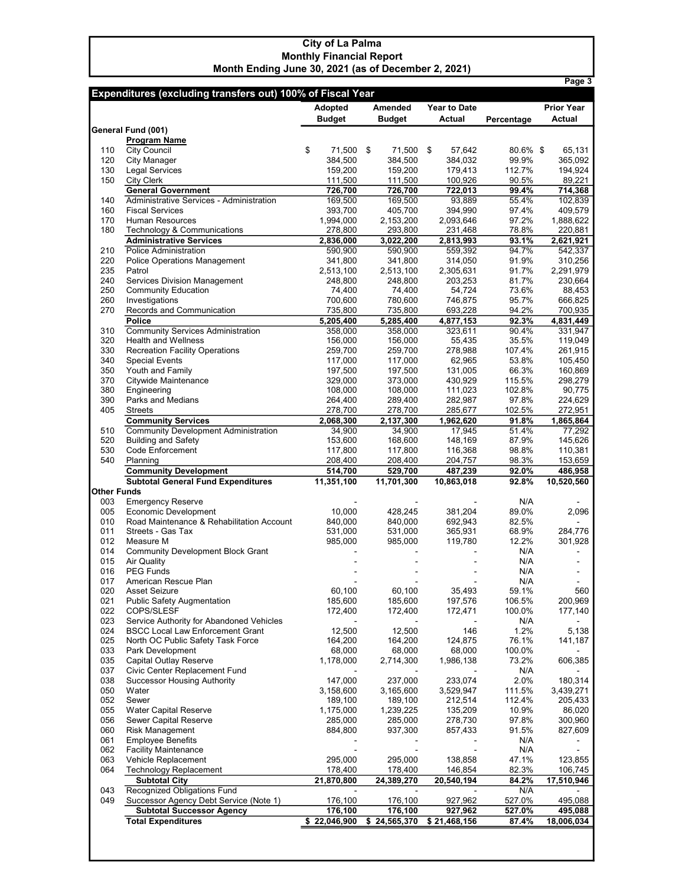# City of La Palma
## Monthly Financial Report
## Month Ending June 30, 2021 (as of December 2, 2021)

### Expenditures (excluding transfers out) 100% of Fiscal Year

| | | Adopted Budget | Amended Budget | Year to Date Actual | Percentage | Prior Year Actual |
|---|---|---|---|---|---|---|
| **General Fund (001)** | | | | | | |
| | **Program Name** | | | | | |
| 110 | City Council | $ 71,500 | $ 71,500 | $ 57,642 | 80.6% | $ 65,131 |
| 120 | City Manager | 384,500 | 384,500 | 384,032 | 99.9% | 365,092 |
| 130 | Legal Services | 159,200 | 159,200 | 179,413 | 112.7% | 194,924 |
| 150 | City Clerk | 111,500 | 111,500 | 100,926 | 90.5% | 89,221 |
| | **General Government** | **726,700** | **726,700** | **722,013** | **99.4%** | **714,368** |
| 140 | Administrative Services - Administration | 169,500 | 169,500 | 93,889 | 55.4% | 102,839 |
| 160 | Fiscal Services | 393,700 | 405,700 | 394,990 | 97.4% | 409,579 |
| 170 | Human Resources | 1,994,000 | 2,153,200 | 2,093,646 | 97.2% | 1,888,622 |
| 180 | Technology & Communications | 278,800 | 293,800 | 231,468 | 78.8% | 220,881 |
| | **Administrative Services** | **2,836,000** | **3,022,200** | **2,813,993** | **93.1%** | **2,621,921** |
| 210 | Police Administration | 590,900 | 590,900 | 559,392 | 94.7% | 542,337 |
| 220 | Police Operations Management | 341,800 | 341,800 | 314,050 | 91.9% | 310,256 |
| 235 | Patrol | 2,513,100 | 2,513,100 | 2,305,631 | 91.7% | 2,291,979 |
| 240 | Services Division Management | 248,800 | 248,800 | 203,253 | 81.7% | 230,664 |
| 250 | Community Education | 74,400 | 74,400 | 54,724 | 73.6% | 88,453 |
| 260 | Investigations | 700,600 | 780,600 | 746,875 | 95.7% | 666,825 |
| 270 | Records and Communication | 735,800 | 735,800 | 693,228 | 94.2% | 700,935 |
| | **Police** | **5,205,400** | **5,285,400** | **4,877,153** | **92.3%** | **4,831,449** |
| 310 | Community Services Administration | 358,000 | 358,000 | 323,611 | 90.4% | 331,947 |
| 320 | Health and Wellness | 156,000 | 156,000 | 55,435 | 35.5% | 119,049 |
| 330 | Recreation Facility Operations | 259,700 | 259,700 | 278,988 | 107.4% | 261,915 |
| 340 | Special Events | 117,000 | 117,000 | 62,965 | 53.8% | 105,450 |
| 350 | Youth and Family | 197,500 | 197,500 | 131,005 | 66.3% | 160,869 |
| 370 | Citywide Maintenance | 329,000 | 373,000 | 430,929 | 115.5% | 298,279 |
| 380 | Engineering | 108,000 | 108,000 | 111,023 | 102.8% | 90,775 |
| 390 | Parks and Medians | 264,400 | 289,400 | 282,987 | 97.8% | 224,629 |
| 405 | Streets | 278,700 | 278,700 | 285,677 | 102.5% | 272,951 |
| | **Community Services** | **2,068,300** | **2,137,300** | **1,962,620** | **91.8%** | **1,865,864** |
| 510 | Community Development Administration | 34,900 | 34,900 | 17,945 | 51.4% | 77,292 |
| 520 | Building and Safety | 153,600 | 168,600 | 148,169 | 87.9% | 145,626 |
| 530 | Code Enforcement | 117,800 | 117,800 | 116,368 | 98.8% | 110,381 |
| 540 | Planning | 208,400 | 208,400 | 204,757 | 98.3% | 153,659 |
| | **Community Development** | **514,700** | **529,700** | **487,239** | **92.0%** | **486,958** |
| | **Subtotal General Fund Expenditures** | **11,351,100** | **11,701,300** | **10,863,018** | **92.8%** | **10,520,560** |
| **Other Funds** | | | | | | |
| 003 | Emergency Reserve | - | - | - | N/A | - |
| 005 | Economic Development | 10,000 | 428,245 | 381,204 | 89.0% | 2,096 |
| 010 | Road Maintenance & Rehabilitation Account | 840,000 | 840,000 | 692,943 | 82.5% | - |
| 011 | Streets - Gas Tax | 531,000 | 531,000 | 365,931 | 68.9% | 284,776 |
| 012 | Measure M | 985,000 | 985,000 | 119,780 | 12.2% | 301,928 |
| 014 | Community Development Block Grant | - | - | - | N/A | - |
| 015 | Air Quality | - | - | - | N/A | - |
| 016 | PEG Funds | - | - | - | N/A | - |
| 017 | American Rescue Plan | - | - | - | N/A | - |
| 020 | Asset Seizure | 60,100 | 60,100 | 35,493 | 59.1% | 560 |
| 021 | Public Safety Augmentation | 185,600 | 185,600 | 197,576 | 106.5% | 200,969 |
| 022 | COPS/SLESF | 172,400 | 172,400 | 172,471 | 100.0% | 177,140 |
| 023 | Service Authority for Abandoned Vehicles | - | - | - | N/A | - |
| 024 | BSCC Local Law Enforcement Grant | 12,500 | 12,500 | 146 | 1.2% | 5,138 |
| 025 | North OC Public Safety Task Force | 164,200 | 164,200 | 124,875 | 76.1% | 141,187 |
| 033 | Park Development | 68,000 | 68,000 | 68,000 | 100.0% | - |
| 035 | Capital Outlay Reserve | 1,178,000 | 2,714,300 | 1,986,138 | 73.2% | 606,385 |
| 037 | Civic Center Replacement Fund | - | - | - | N/A | - |
| 038 | Successor Housing Authority | 147,000 | 237,000 | 233,074 | 2.0% | 180,314 |
| 050 | Water | 3,158,600 | 3,165,600 | 3,529,947 | 111.5% | 3,439,271 |
| 052 | Sewer | 189,100 | 189,100 | 212,514 | 112.4% | 205,433 |
| 055 | Water Capital Reserve | 1,175,000 | 1,239,225 | 135,209 | 10.9% | 86,020 |
| 056 | Sewer Capital Reserve | 285,000 | 285,000 | 278,730 | 97.8% | 300,960 |
| 060 | Risk Management | 884,800 | 937,300 | 857,433 | 91.5% | 827,609 |
| 061 | Employee Benefits | - | - | - | N/A | - |
| 062 | Facility Maintenance | - | - | - | N/A | - |
| 063 | Vehicle Replacement | 295,000 | 295,000 | 138,858 | 47.1% | 123,855 |
| 064 | Technology Replacement | 178,400 | 178,400 | 146,854 | 82.3% | 106,745 |
| | **Subtotal City** | **21,870,800** | **24,389,270** | **20,540,194** | **84.2%** | **17,510,946** |
| 043 | Recognized Obligations Fund | - | - | - | N/A | - |
| 049 | Successor Agency Debt Service (Note 1) | 176,100 | 176,100 | 927,962 | 527.0% | 495,088 |
| | **Subtotal Successor Agency** | **176,100** | **176,100** | **927,962** | **527.0%** | **495,088** |
| | **Total Expenditures** | **$ 22,046,900** | **$ 24,565,370** | **$ 21,468,156** | **87.4%** | **18,006,034** |